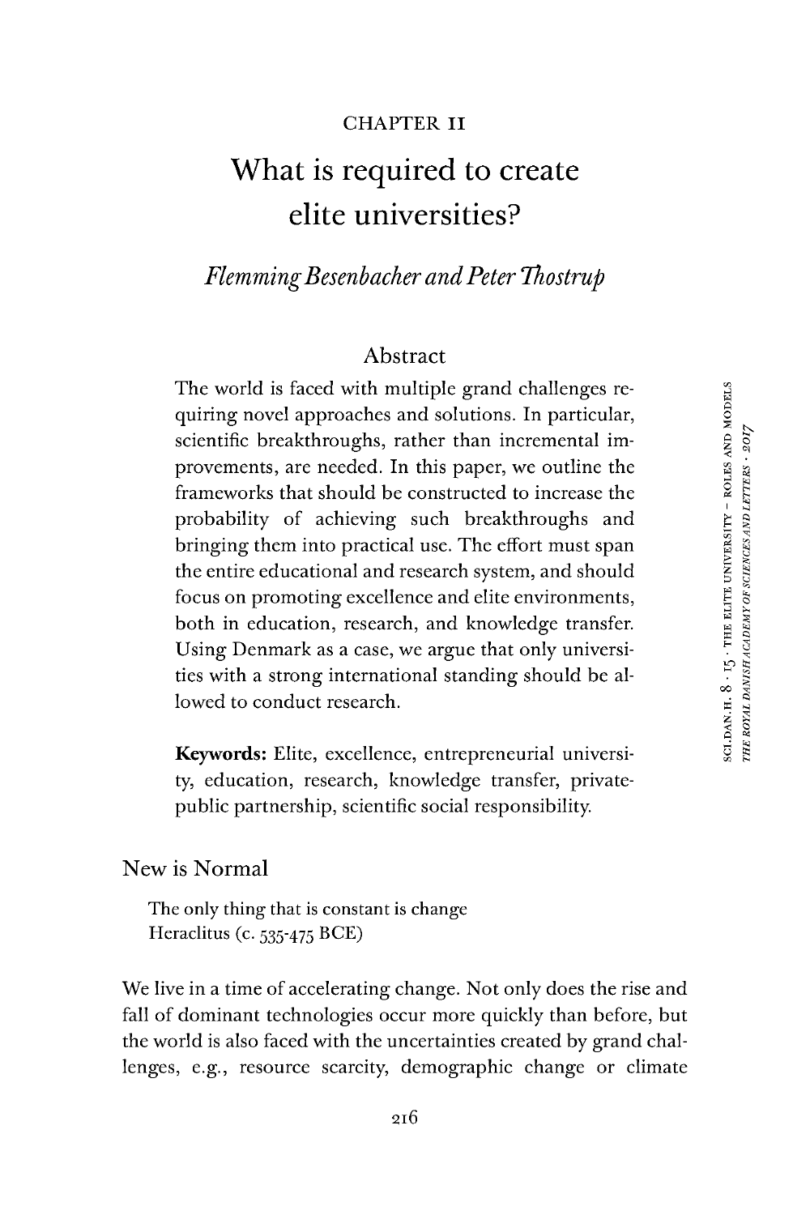CHAPTER II

# What is required to create elite universities?

*Flemming Besenbacher and Peter Thostrup*

## Abstract

The world is faced with multiple grand challenges requiring novel approaches and solutions. In particular, scientific breakthroughs, rather than incremental improvements, are needed. In this paper, we outline the frameworks that should be constructed to increase the probability of achieving such breakthroughs and bringing them into practical use. The effort must span the entire educational and research system, and should focus on promoting excellence and elite environments, both in education, research, and knowledge transfer. Using Denmark as a case, we argue that only universities with a strong international standing should be allowed to conduct research.

**Keywords:** Elite, excellence, entrepreneurial university, education, research, knowledge transfer, private-public partnership, scientific social responsibility.

## New is Normal

> The only thing that is constant is change
> Heraclitus (c. 535-475 BCE)

We live in a time of accelerating change. Not only does the rise and fall of dominant technologies occur more quickly than before, but the world is also faced with the uncertainties created by grand challenges, e.g., resource scarcity, demographic change or climate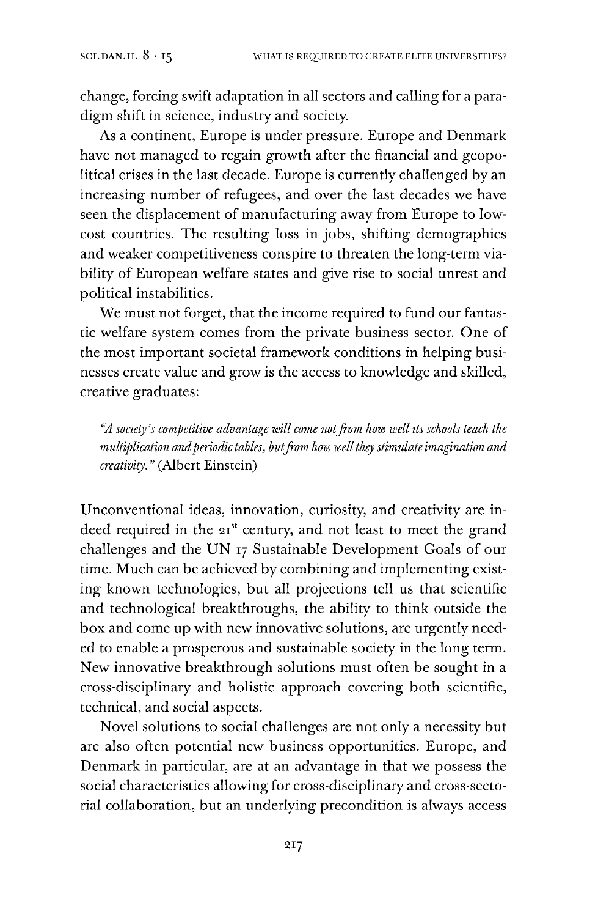change, forcing swift adaptation in all sectors and calling for a paradigm shift in science, industry and society.

As a continent, Europe is under pressure. Europe and Denmark have not managed to regain growth after the financial and geopolitical crises in the last decade. Europe is currently challenged by an increasing number of refugees, and over the last decades we have seen the displacement of manufacturing away from Europe to low-cost countries. The resulting loss in jobs, shifting demographics and weaker competitiveness conspire to threaten the long-term viability of European welfare states and give rise to social unrest and political instabilities.

We must not forget, that the income required to fund our fantastic welfare system comes from the private business sector. One of the most important societal framework conditions in helping businesses create value and grow is the access to knowledge and skilled, creative graduates:

> *"A society's competitive advantage will come not from how well its schools teach the multiplication and periodic tables, but from how well they stimulate imagination and creativity."* (Albert Einstein)

Unconventional ideas, innovation, curiosity, and creativity are indeed required in the 21st century, and not least to meet the grand challenges and the UN 17 Sustainable Development Goals of our time. Much can be achieved by combining and implementing existing known technologies, but all projections tell us that scientific and technological breakthroughs, the ability to think outside the box and come up with new innovative solutions, are urgently needed to enable a prosperous and sustainable society in the long term. New innovative breakthrough solutions must often be sought in a cross-disciplinary and holistic approach covering both scientific, technical, and social aspects.

Novel solutions to social challenges are not only a necessity but are also often potential new business opportunities. Europe, and Denmark in particular, are at an advantage in that we possess the social characteristics allowing for cross-disciplinary and cross-sectorial collaboration, but an underlying precondition is always access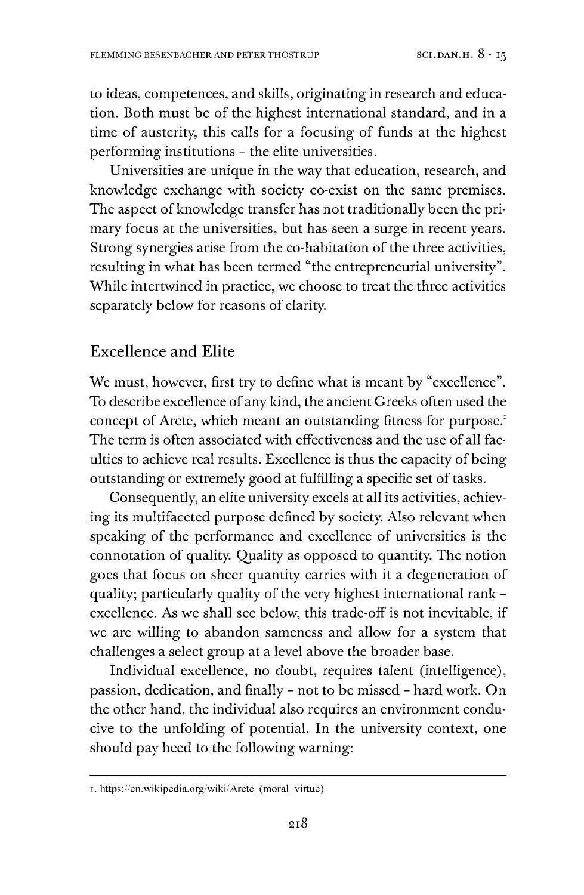to ideas, competences, and skills, originating in research and education. Both must be of the highest international standard, and in a time of austerity, this calls for a focusing of funds at the highest performing institutions – the elite universities.

Universities are unique in the way that education, research, and knowledge exchange with society co-exist on the same premises. The aspect of knowledge transfer has not traditionally been the primary focus at the universities, but has seen a surge in recent years. Strong synergies arise from the co-habitation of the three activities, resulting in what has been termed "the entrepreneurial university". While intertwined in practice, we choose to treat the three activities separately below for reasons of clarity.

## Excellence and Elite

We must, however, first try to define what is meant by "excellence". To describe excellence of any kind, the ancient Greeks often used the concept of Arete, which meant an outstanding fitness for purpose.[1] The term is often associated with effectiveness and the use of all faculties to achieve real results. Excellence is thus the capacity of being outstanding or extremely good at fulfilling a specific set of tasks.

Consequently, an elite university excels at all its activities, achieving its multifaceted purpose defined by society. Also relevant when speaking of the performance and excellence of universities is the connotation of quality. Quality as opposed to quantity. The notion goes that focus on sheer quantity carries with it a degeneration of quality; particularly quality of the very highest international rank – excellence. As we shall see below, this trade-off is not inevitable, if we are willing to abandon sameness and allow for a system that challenges a select group at a level above the broader base.

Individual excellence, no doubt, requires talent (intelligence), passion, dedication, and finally – not to be missed – hard work. On the other hand, the individual also requires an environment conducive to the unfolding of potential. In the university context, one should pay heed to the following warning:

---

1. https://en.wikipedia.org/wiki/Arete_(moral_virtue)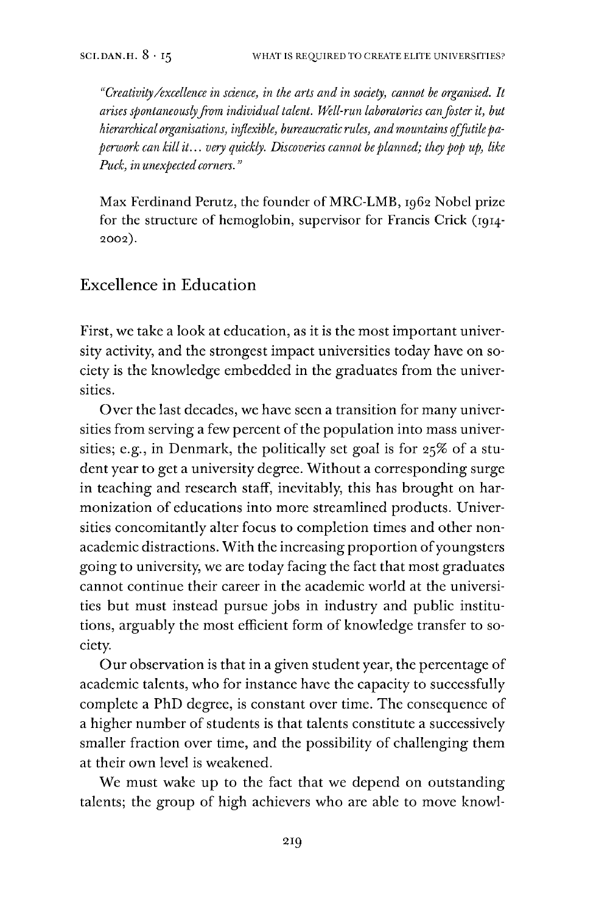*"Creativity/excellence in science, in the arts and in society, cannot be organised. It arises spontaneously from individual talent. Well-run laboratories can foster it, but hierarchical organisations, inflexible, bureaucratic rules, and mountains of futile paperwork can kill it… very quickly. Discoveries cannot be planned; they pop up, like Puck, in unexpected corners."*

Max Ferdinand Perutz, the founder of MRC-LMB, 1962 Nobel prize for the structure of hemoglobin, supervisor for Francis Crick (1914-2002).

## Excellence in Education

First, we take a look at education, as it is the most important university activity, and the strongest impact universities today have on society is the knowledge embedded in the graduates from the universities.

Over the last decades, we have seen a transition for many universities from serving a few percent of the population into mass universities; e.g., in Denmark, the politically set goal is for 25% of a student year to get a university degree. Without a corresponding surge in teaching and research staff, inevitably, this has brought on harmonization of educations into more streamlined products. Universities concomitantly alter focus to completion times and other non-academic distractions. With the increasing proportion of youngsters going to university, we are today facing the fact that most graduates cannot continue their career in the academic world at the universities but must instead pursue jobs in industry and public institutions, arguably the most efficient form of knowledge transfer to society.

Our observation is that in a given student year, the percentage of academic talents, who for instance have the capacity to successfully complete a PhD degree, is constant over time. The consequence of a higher number of students is that talents constitute a successively smaller fraction over time, and the possibility of challenging them at their own level is weakened.

We must wake up to the fact that we depend on outstanding talents; the group of high achievers who are able to move knowl-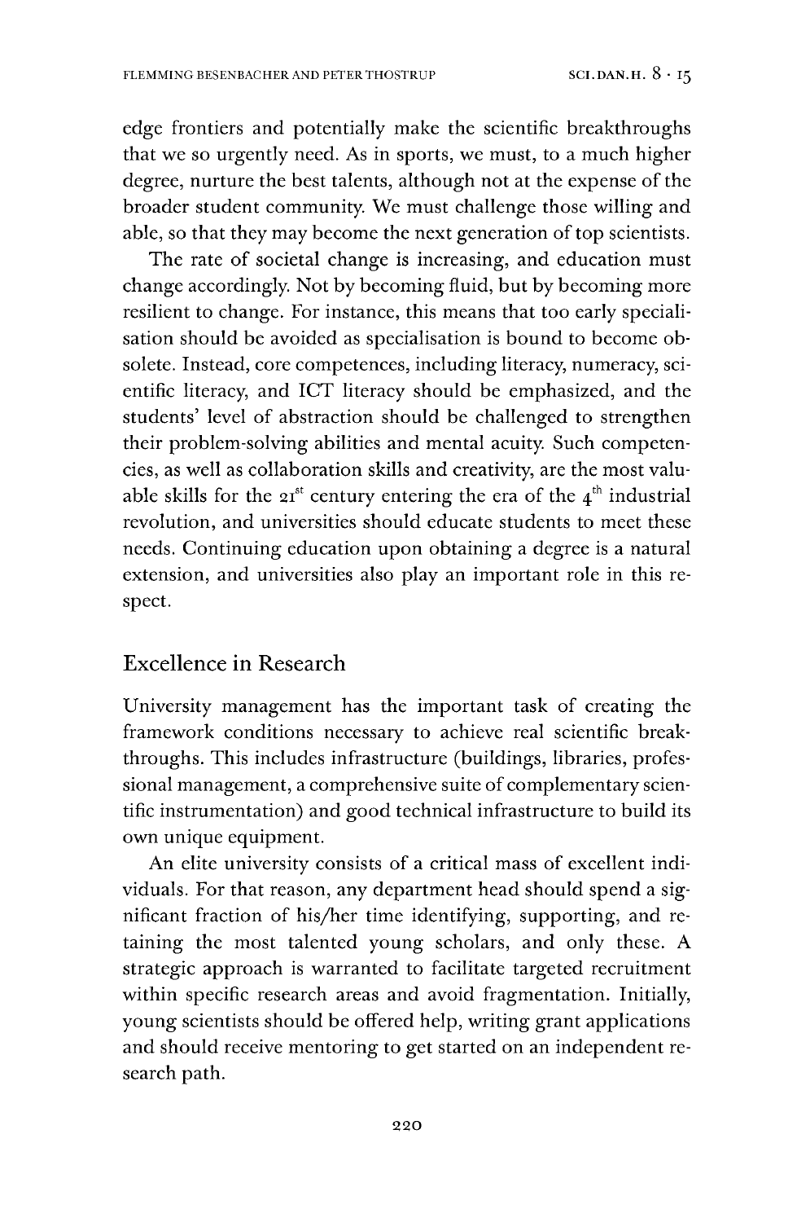edge frontiers and potentially make the scientific breakthroughs that we so urgently need. As in sports, we must, to a much higher degree, nurture the best talents, although not at the expense of the broader student community. We must challenge those willing and able, so that they may become the next generation of top scientists.

The rate of societal change is increasing, and education must change accordingly. Not by becoming fluid, but by becoming more resilient to change. For instance, this means that too early specialisation should be avoided as specialisation is bound to become obsolete. Instead, core competences, including literacy, numeracy, scientific literacy, and ICT literacy should be emphasized, and the students' level of abstraction should be challenged to strengthen their problem-solving abilities and mental acuity. Such competencies, as well as collaboration skills and creativity, are the most valuable skills for the 21st century entering the era of the 4th industrial revolution, and universities should educate students to meet these needs. Continuing education upon obtaining a degree is a natural extension, and universities also play an important role in this respect.

## Excellence in Research

University management has the important task of creating the framework conditions necessary to achieve real scientific breakthroughs. This includes infrastructure (buildings, libraries, professional management, a comprehensive suite of complementary scientific instrumentation) and good technical infrastructure to build its own unique equipment.

An elite university consists of a critical mass of excellent individuals. For that reason, any department head should spend a significant fraction of his/her time identifying, supporting, and retaining the most talented young scholars, and only these. A strategic approach is warranted to facilitate targeted recruitment within specific research areas and avoid fragmentation. Initially, young scientists should be offered help, writing grant applications and should receive mentoring to get started on an independent research path.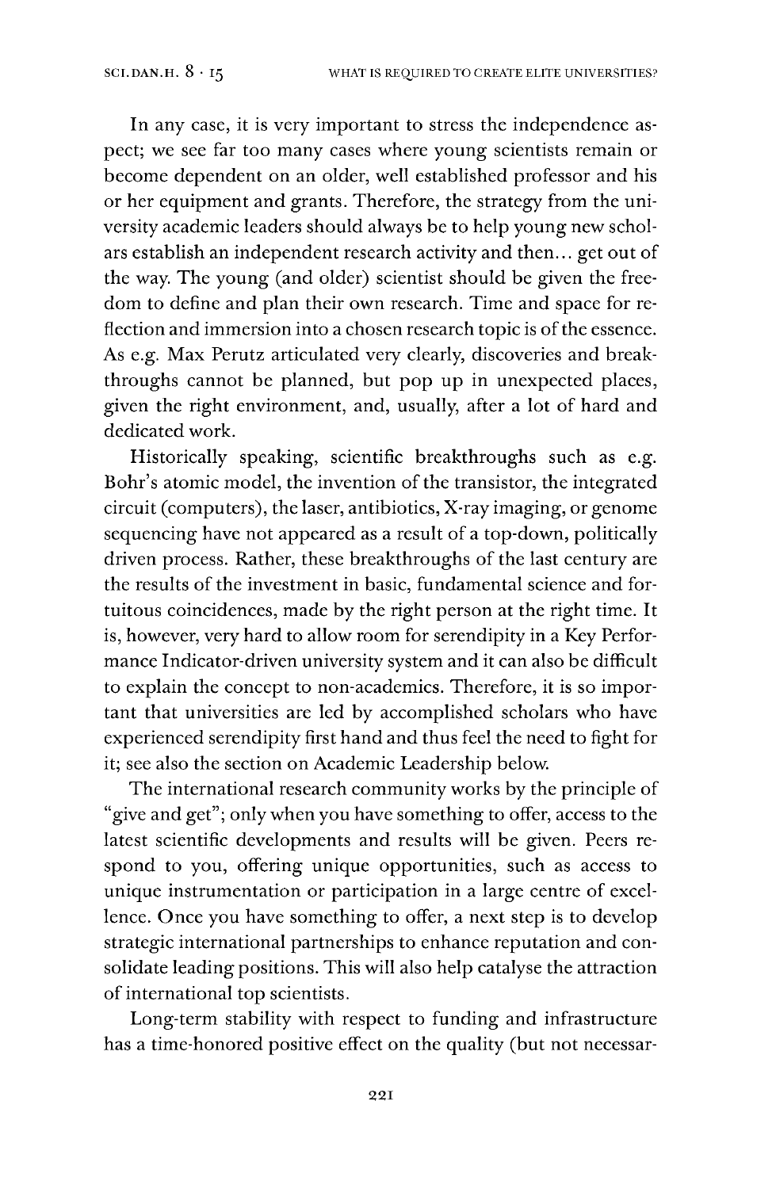In any case, it is very important to stress the independence aspect; we see far too many cases where young scientists remain or become dependent on an older, well established professor and his or her equipment and grants. Therefore, the strategy from the university academic leaders should always be to help young new scholars establish an independent research activity and then… get out of the way. The young (and older) scientist should be given the freedom to define and plan their own research. Time and space for reflection and immersion into a chosen research topic is of the essence. As e.g. Max Perutz articulated very clearly, discoveries and breakthroughs cannot be planned, but pop up in unexpected places, given the right environment, and, usually, after a lot of hard and dedicated work.

Historically speaking, scientific breakthroughs such as e.g. Bohr's atomic model, the invention of the transistor, the integrated circuit (computers), the laser, antibiotics, X-ray imaging, or genome sequencing have not appeared as a result of a top-down, politically driven process. Rather, these breakthroughs of the last century are the results of the investment in basic, fundamental science and fortuitous coincidences, made by the right person at the right time. It is, however, very hard to allow room for serendipity in a Key Performance Indicator-driven university system and it can also be difficult to explain the concept to non-academics. Therefore, it is so important that universities are led by accomplished scholars who have experienced serendipity first hand and thus feel the need to fight for it; see also the section on Academic Leadership below.

The international research community works by the principle of "give and get"; only when you have something to offer, access to the latest scientific developments and results will be given. Peers respond to you, offering unique opportunities, such as access to unique instrumentation or participation in a large centre of excellence. Once you have something to offer, a next step is to develop strategic international partnerships to enhance reputation and consolidate leading positions. This will also help catalyse the attraction of international top scientists.

Long-term stability with respect to funding and infrastructure has a time-honored positive effect on the quality (but not necessar-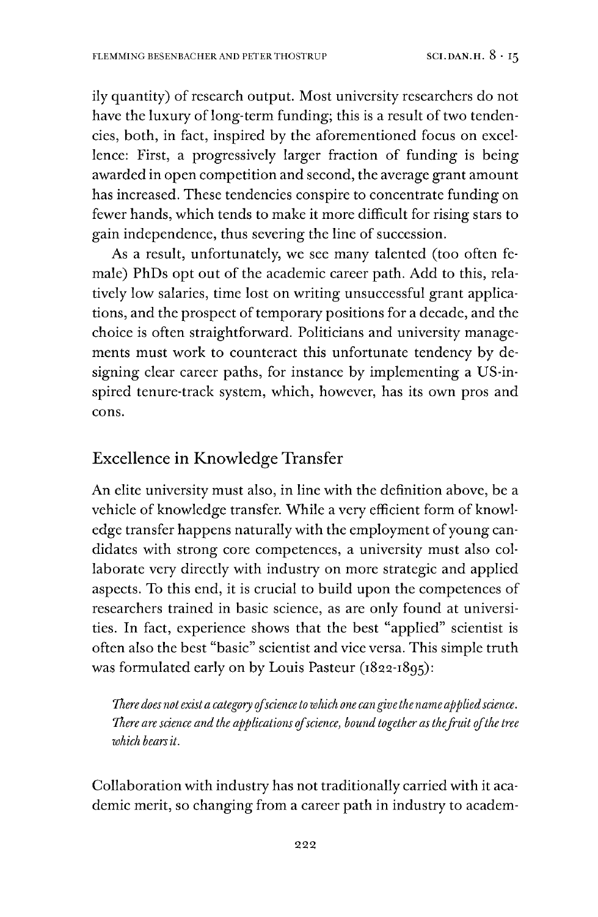ily quantity) of research output. Most university researchers do not have the luxury of long-term funding; this is a result of two tendencies, both, in fact, inspired by the aforementioned focus on excellence: First, a progressively larger fraction of funding is being awarded in open competition and second, the average grant amount has increased. These tendencies conspire to concentrate funding on fewer hands, which tends to make it more difficult for rising stars to gain independence, thus severing the line of succession.

As a result, unfortunately, we see many talented (too often female) PhDs opt out of the academic career path. Add to this, relatively low salaries, time lost on writing unsuccessful grant applications, and the prospect of temporary positions for a decade, and the choice is often straightforward. Politicians and university managements must work to counteract this unfortunate tendency by designing clear career paths, for instance by implementing a US-inspired tenure-track system, which, however, has its own pros and cons.

## Excellence in Knowledge Transfer

An elite university must also, in line with the definition above, be a vehicle of knowledge transfer. While a very efficient form of knowledge transfer happens naturally with the employment of young candidates with strong core competences, a university must also collaborate very directly with industry on more strategic and applied aspects. To this end, it is crucial to build upon the competences of researchers trained in basic science, as are only found at universities. In fact, experience shows that the best "applied" scientist is often also the best "basic" scientist and vice versa. This simple truth was formulated early on by Louis Pasteur (1822-1895):

> *There does not exist a category of science to which one can give the name applied science. There are science and the applications of science, bound together as the fruit of the tree which bears it.*

Collaboration with industry has not traditionally carried with it academic merit, so changing from a career path in industry to academ-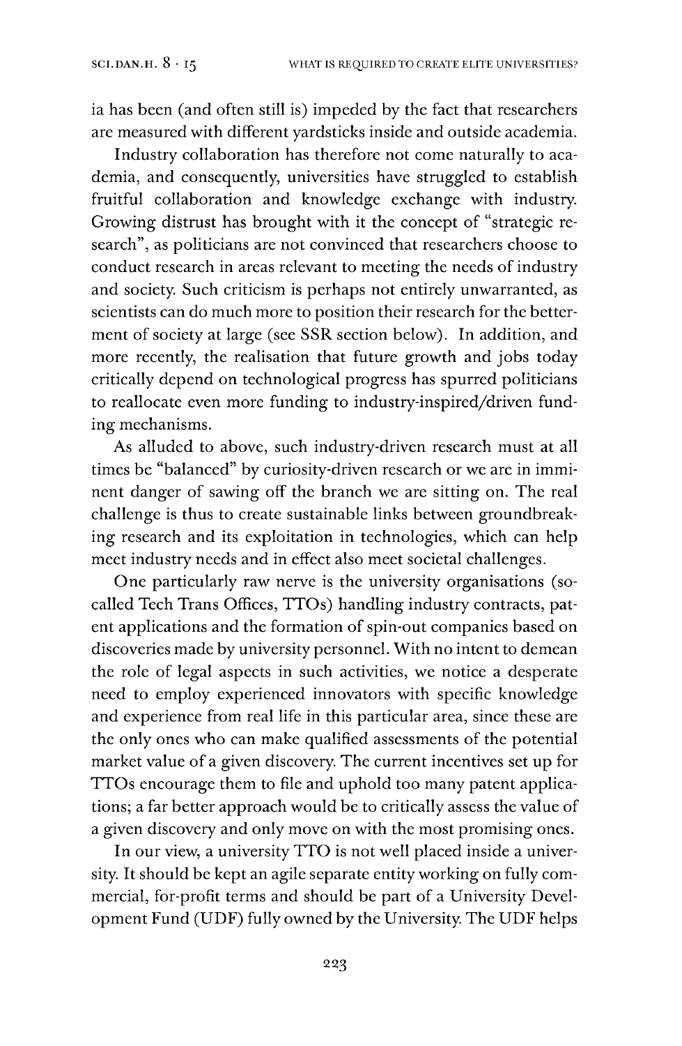ia has been (and often still is) impeded by the fact that researchers are measured with different yardsticks inside and outside academia.

Industry collaboration has therefore not come naturally to academia, and consequently, universities have struggled to establish fruitful collaboration and knowledge exchange with industry. Growing distrust has brought with it the concept of "strategic research", as politicians are not convinced that researchers choose to conduct research in areas relevant to meeting the needs of industry and society. Such criticism is perhaps not entirely unwarranted, as scientists can do much more to position their research for the betterment of society at large (see SSR section below). In addition, and more recently, the realisation that future growth and jobs today critically depend on technological progress has spurred politicians to reallocate even more funding to industry-inspired/driven funding mechanisms.

As alluded to above, such industry-driven research must at all times be "balanced" by curiosity-driven research or we are in imminent danger of sawing off the branch we are sitting on. The real challenge is thus to create sustainable links between groundbreaking research and its exploitation in technologies, which can help meet industry needs and in effect also meet societal challenges.

One particularly raw nerve is the university organisations (so-called Tech Trans Offices, TTOs) handling industry contracts, patent applications and the formation of spin-out companies based on discoveries made by university personnel. With no intent to demean the role of legal aspects in such activities, we notice a desperate need to employ experienced innovators with specific knowledge and experience from real life in this particular area, since these are the only ones who can make qualified assessments of the potential market value of a given discovery. The current incentives set up for TTOs encourage them to file and uphold too many patent applications; a far better approach would be to critically assess the value of a given discovery and only move on with the most promising ones.

In our view, a university TTO is not well placed inside a university. It should be kept an agile separate entity working on fully commercial, for-profit terms and should be part of a University Development Fund (UDF) fully owned by the University. The UDF helps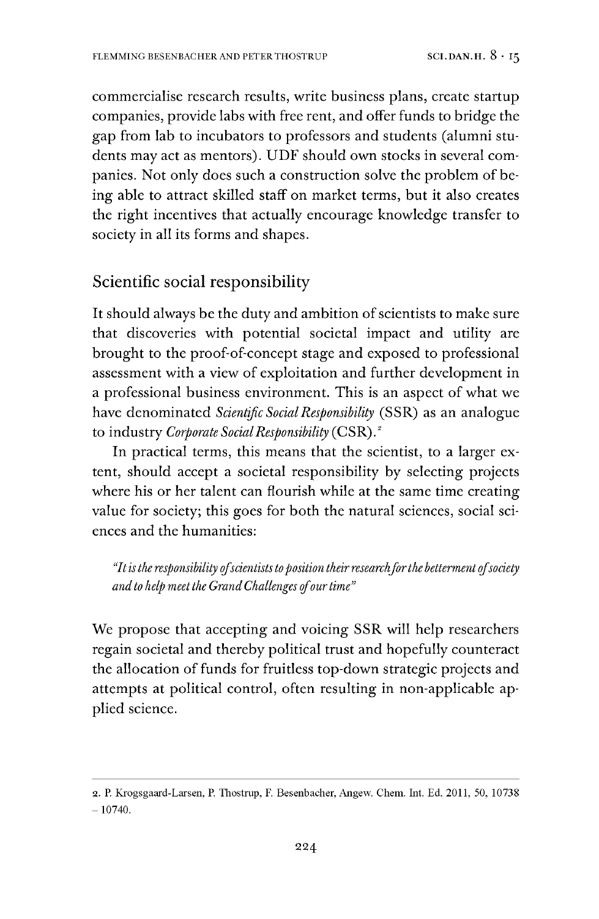commercialise research results, write business plans, create startup companies, provide labs with free rent, and offer funds to bridge the gap from lab to incubators to professors and students (alumni students may act as mentors). UDF should own stocks in several companies. Not only does such a construction solve the problem of being able to attract skilled staff on market terms, but it also creates the right incentives that actually encourage knowledge transfer to society in all its forms and shapes.

## Scientific social responsibility

It should always be the duty and ambition of scientists to make sure that discoveries with potential societal impact and utility are brought to the proof-of-concept stage and exposed to professional assessment with a view of exploitation and further development in a professional business environment. This is an aspect of what we have denominated *Scientific Social Responsibility* (SSR) as an analogue to industry *Corporate Social Responsibility* (CSR).[2]

In practical terms, this means that the scientist, to a larger extent, should accept a societal responsibility by selecting projects where his or her talent can flourish while at the same time creating value for society; this goes for both the natural sciences, social sciences and the humanities:

> *"It is the responsibility of scientists to position their research for the betterment of society and to help meet the Grand Challenges of our time"*

We propose that accepting and voicing SSR will help researchers regain societal and thereby political trust and hopefully counteract the allocation of funds for fruitless top-down strategic projects and attempts at political control, often resulting in non-applicable applied science.

---

2. P. Krogsgaard-Larsen, P. Thostrup, F. Besenbacher, Angew. Chem. Int. Ed. 2011, 50, 10738 – 10740.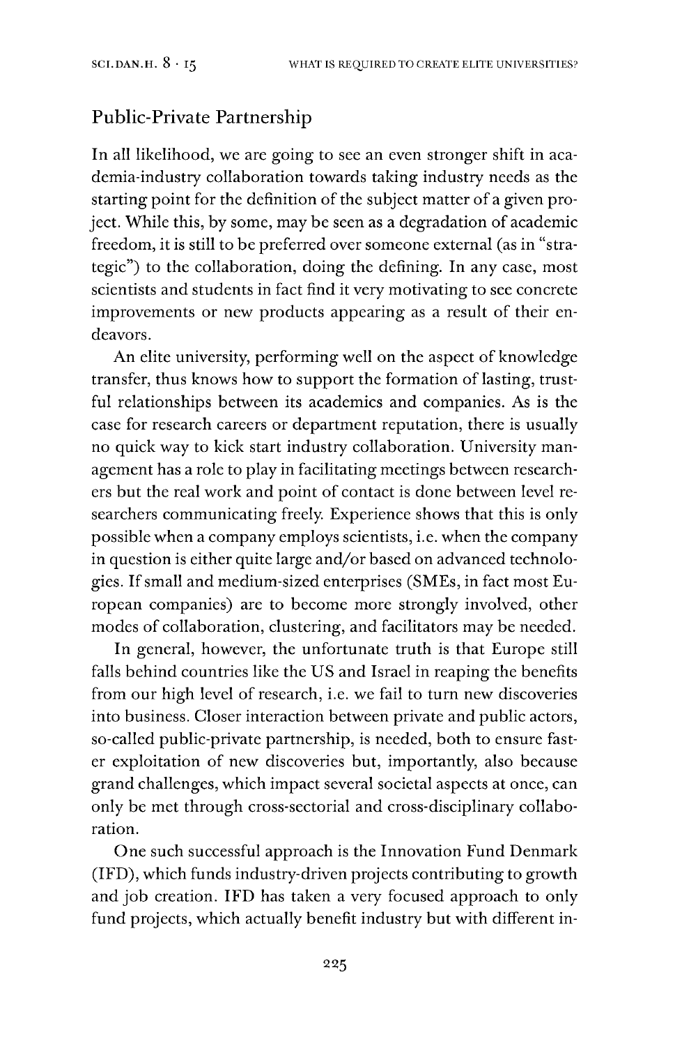## Public-Private Partnership

In all likelihood, we are going to see an even stronger shift in academia-industry collaboration towards taking industry needs as the starting point for the definition of the subject matter of a given project. While this, by some, may be seen as a degradation of academic freedom, it is still to be preferred over someone external (as in "strategic") to the collaboration, doing the defining. In any case, most scientists and students in fact find it very motivating to see concrete improvements or new products appearing as a result of their endeavors.

An elite university, performing well on the aspect of knowledge transfer, thus knows how to support the formation of lasting, trustful relationships between its academics and companies. As is the case for research careers or department reputation, there is usually no quick way to kick start industry collaboration. University management has a role to play in facilitating meetings between researchers but the real work and point of contact is done between level researchers communicating freely. Experience shows that this is only possible when a company employs scientists, i.e. when the company in question is either quite large and/or based on advanced technologies. If small and medium-sized enterprises (SMEs, in fact most European companies) are to become more strongly involved, other modes of collaboration, clustering, and facilitators may be needed.

In general, however, the unfortunate truth is that Europe still falls behind countries like the US and Israel in reaping the benefits from our high level of research, i.e. we fail to turn new discoveries into business. Closer interaction between private and public actors, so-called public-private partnership, is needed, both to ensure faster exploitation of new discoveries but, importantly, also because grand challenges, which impact several societal aspects at once, can only be met through cross-sectorial and cross-disciplinary collaboration.

One such successful approach is the Innovation Fund Denmark (IFD), which funds industry-driven projects contributing to growth and job creation. IFD has taken a very focused approach to only fund projects, which actually benefit industry but with different in-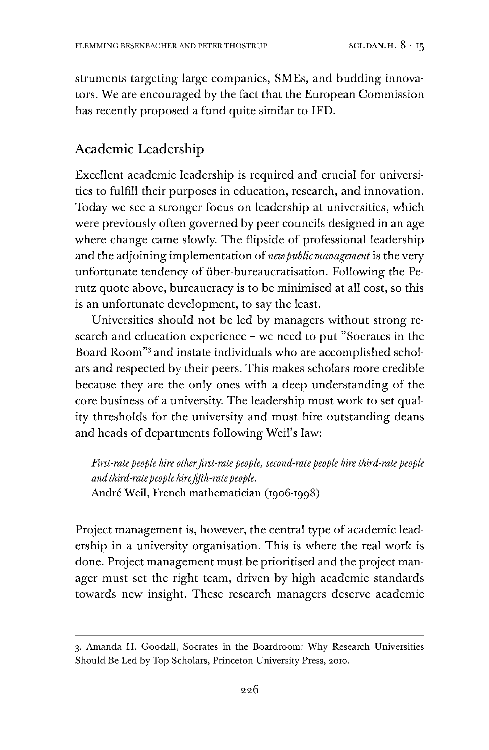struments targeting large companies, SMEs, and budding innovators. We are encouraged by the fact that the European Commission has recently proposed a fund quite similar to IFD.

## Academic Leadership

Excellent academic leadership is required and crucial for universities to fulfill their purposes in education, research, and innovation. Today we see a stronger focus on leadership at universities, which were previously often governed by peer councils designed in an age where change came slowly. The flipside of professional leadership and the adjoining implementation of *new public management* is the very unfortunate tendency of über-bureaucratisation. Following the Perutz quote above, bureaucracy is to be minimised at all cost, so this is an unfortunate development, to say the least.

Universities should not be led by managers without strong research and education experience – we need to put "Socrates in the Board Room"[3] and instate individuals who are accomplished scholars and respected by their peers. This makes scholars more credible because they are the only ones with a deep understanding of the core business of a university. The leadership must work to set quality thresholds for the university and must hire outstanding deans and heads of departments following Weil's law:

> *First-rate people hire other first-rate people, second-rate people hire third-rate people and third-rate people hire fifth-rate people.*
> André Weil, French mathematician (1906-1998)

Project management is, however, the central type of academic leadership in a university organisation. This is where the real work is done. Project management must be prioritised and the project manager must set the right team, driven by high academic standards towards new insight. These research managers deserve academic

---

3. Amanda H. Goodall, Socrates in the Boardroom: Why Research Universities Should Be Led by Top Scholars, Princeton University Press, 2010.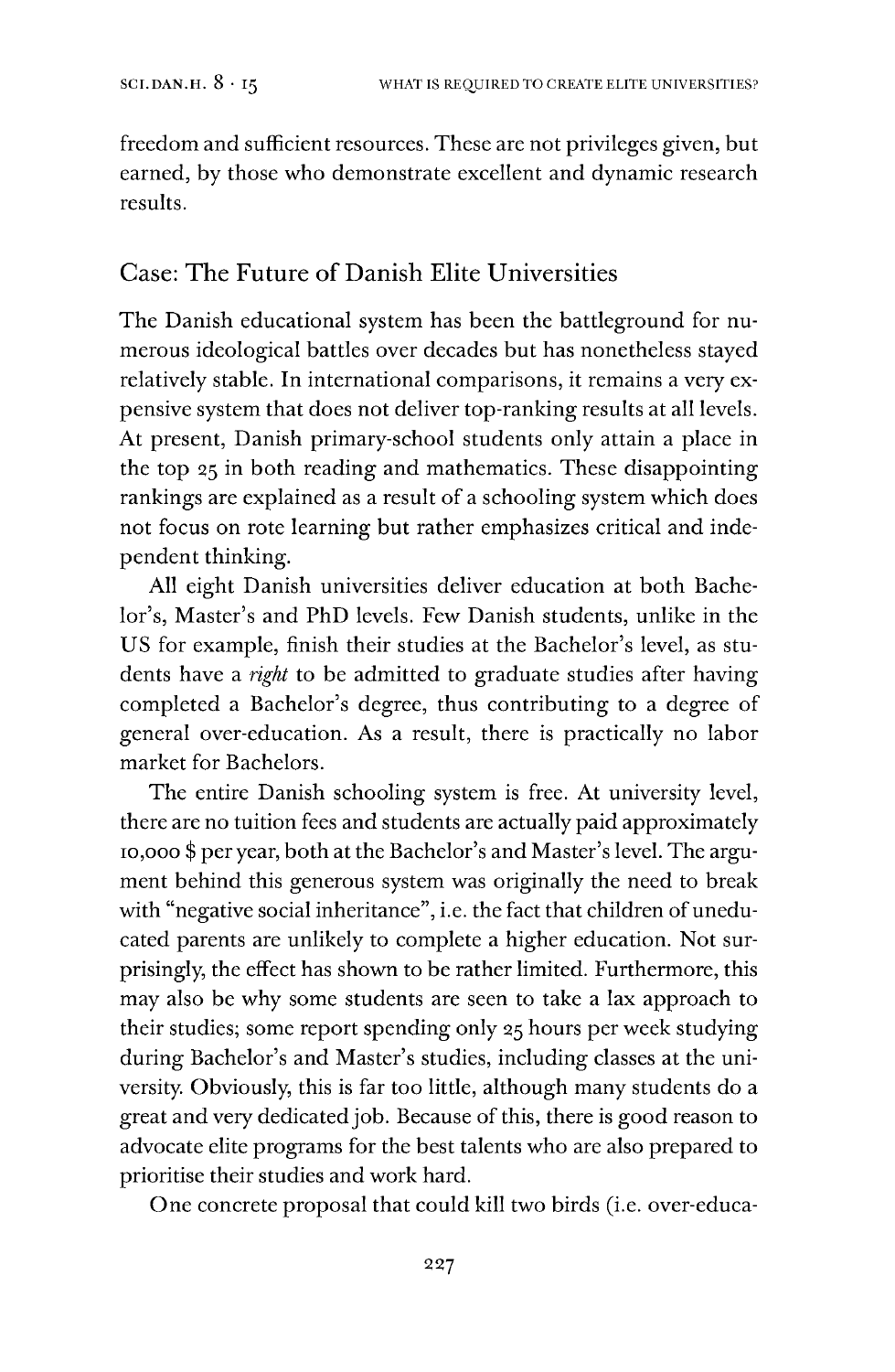freedom and sufficient resources. These are not privileges given, but earned, by those who demonstrate excellent and dynamic research results.

## Case: The Future of Danish Elite Universities

The Danish educational system has been the battleground for numerous ideological battles over decades but has nonetheless stayed relatively stable. In international comparisons, it remains a very expensive system that does not deliver top-ranking results at all levels. At present, Danish primary-school students only attain a place in the top 25 in both reading and mathematics. These disappointing rankings are explained as a result of a schooling system which does not focus on rote learning but rather emphasizes critical and independent thinking.

All eight Danish universities deliver education at both Bachelor's, Master's and PhD levels. Few Danish students, unlike in the US for example, finish their studies at the Bachelor's level, as students have a *right* to be admitted to graduate studies after having completed a Bachelor's degree, thus contributing to a degree of general over-education. As a result, there is practically no labor market for Bachelors.

The entire Danish schooling system is free. At university level, there are no tuition fees and students are actually paid approximately 10,000 $ per year, both at the Bachelor's and Master's level. The argument behind this generous system was originally the need to break with "negative social inheritance", i.e. the fact that children of uneducated parents are unlikely to complete a higher education. Not surprisingly, the effect has shown to be rather limited. Furthermore, this may also be why some students are seen to take a lax approach to their studies; some report spending only 25 hours per week studying during Bachelor's and Master's studies, including classes at the university. Obviously, this is far too little, although many students do a great and very dedicated job. Because of this, there is good reason to advocate elite programs for the best talents who are also prepared to prioritise their studies and work hard.

One concrete proposal that could kill two birds (i.e. over-educa-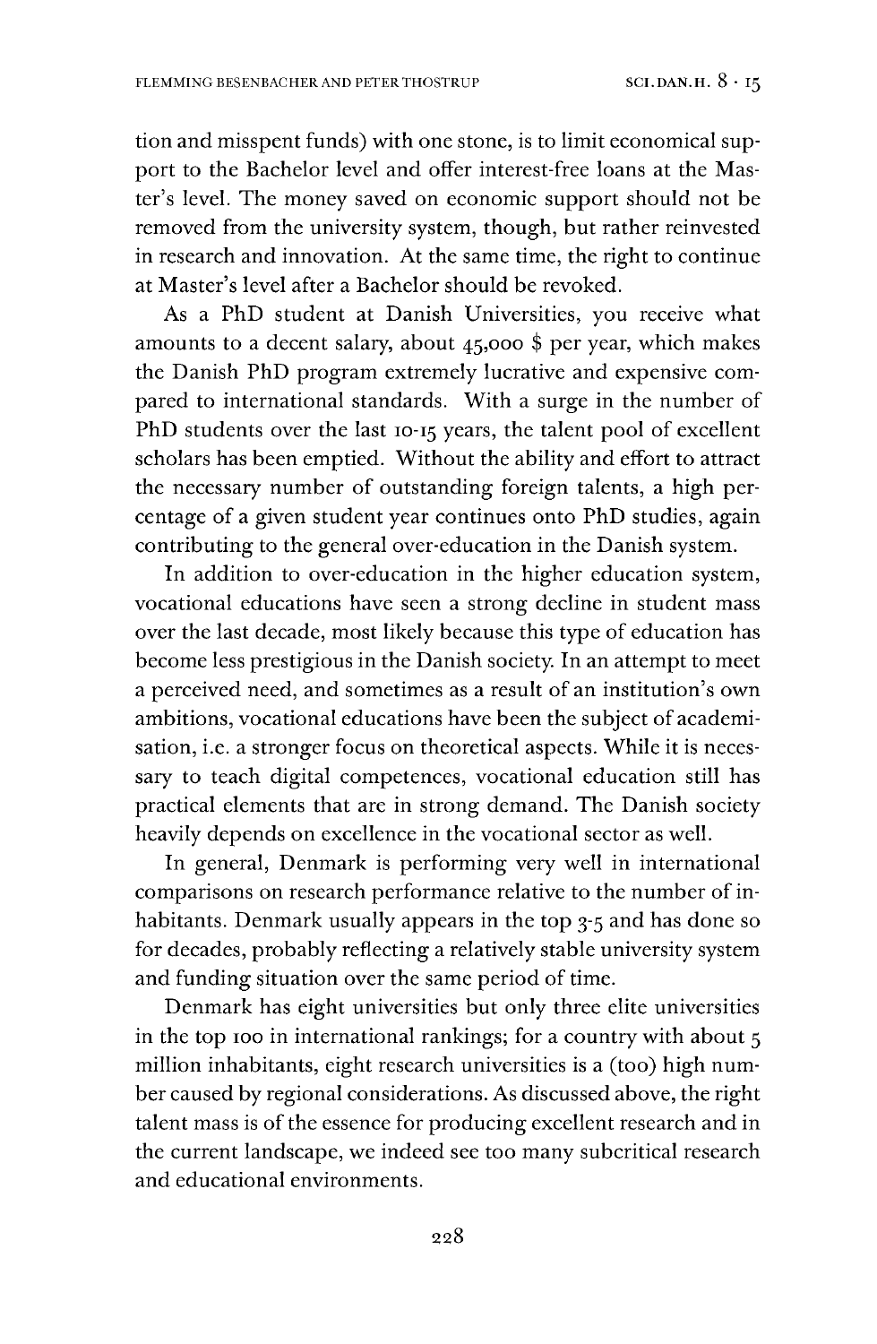tion and misspent funds) with one stone, is to limit economical support to the Bachelor level and offer interest-free loans at the Master's level. The money saved on economic support should not be removed from the university system, though, but rather reinvested in research and innovation. At the same time, the right to continue at Master's level after a Bachelor should be revoked.

As a PhD student at Danish Universities, you receive what amounts to a decent salary, about 45,000 $ per year, which makes the Danish PhD program extremely lucrative and expensive compared to international standards. With a surge in the number of PhD students over the last 10-15 years, the talent pool of excellent scholars has been emptied. Without the ability and effort to attract the necessary number of outstanding foreign talents, a high percentage of a given student year continues onto PhD studies, again contributing to the general over-education in the Danish system.

In addition to over-education in the higher education system, vocational educations have seen a strong decline in student mass over the last decade, most likely because this type of education has become less prestigious in the Danish society. In an attempt to meet a perceived need, and sometimes as a result of an institution's own ambitions, vocational educations have been the subject of academisation, i.e. a stronger focus on theoretical aspects. While it is necessary to teach digital competences, vocational education still has practical elements that are in strong demand. The Danish society heavily depends on excellence in the vocational sector as well.

In general, Denmark is performing very well in international comparisons on research performance relative to the number of inhabitants. Denmark usually appears in the top 3-5 and has done so for decades, probably reflecting a relatively stable university system and funding situation over the same period of time.

Denmark has eight universities but only three elite universities in the top 100 in international rankings; for a country with about 5 million inhabitants, eight research universities is a (too) high number caused by regional considerations. As discussed above, the right talent mass is of the essence for producing excellent research and in the current landscape, we indeed see too many subcritical research and educational environments.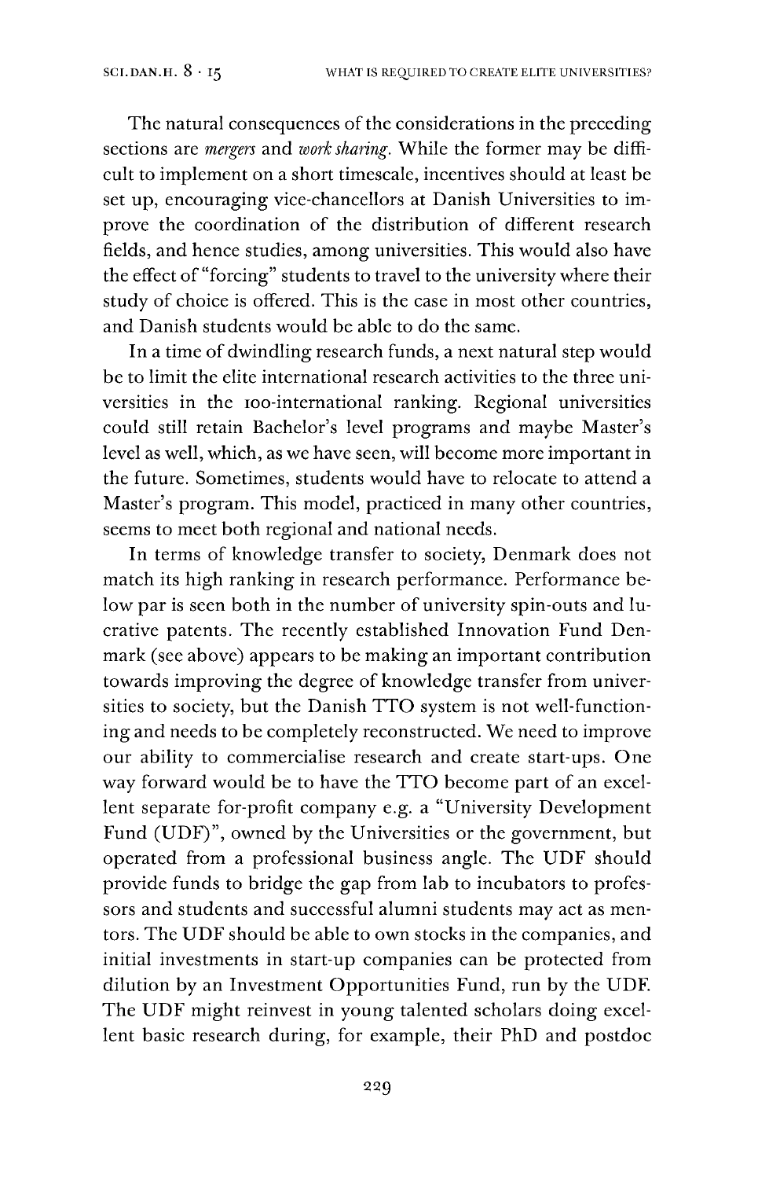The natural consequences of the considerations in the preceding sections are *mergers* and *work sharing*. While the former may be difficult to implement on a short timescale, incentives should at least be set up, encouraging vice-chancellors at Danish Universities to improve the coordination of the distribution of different research fields, and hence studies, among universities. This would also have the effect of "forcing" students to travel to the university where their study of choice is offered. This is the case in most other countries, and Danish students would be able to do the same.

In a time of dwindling research funds, a next natural step would be to limit the elite international research activities to the three universities in the 100-international ranking. Regional universities could still retain Bachelor's level programs and maybe Master's level as well, which, as we have seen, will become more important in the future. Sometimes, students would have to relocate to attend a Master's program. This model, practiced in many other countries, seems to meet both regional and national needs.

In terms of knowledge transfer to society, Denmark does not match its high ranking in research performance. Performance below par is seen both in the number of university spin-outs and lucrative patents. The recently established Innovation Fund Denmark (see above) appears to be making an important contribution towards improving the degree of knowledge transfer from universities to society, but the Danish TTO system is not well-functioning and needs to be completely reconstructed. We need to improve our ability to commercialise research and create start-ups. One way forward would be to have the TTO become part of an excellent separate for-profit company e.g. a "University Development Fund (UDF)", owned by the Universities or the government, but operated from a professional business angle. The UDF should provide funds to bridge the gap from lab to incubators to professors and students and successful alumni students may act as mentors. The UDF should be able to own stocks in the companies, and initial investments in start-up companies can be protected from dilution by an Investment Opportunities Fund, run by the UDF. The UDF might reinvest in young talented scholars doing excellent basic research during, for example, their PhD and postdoc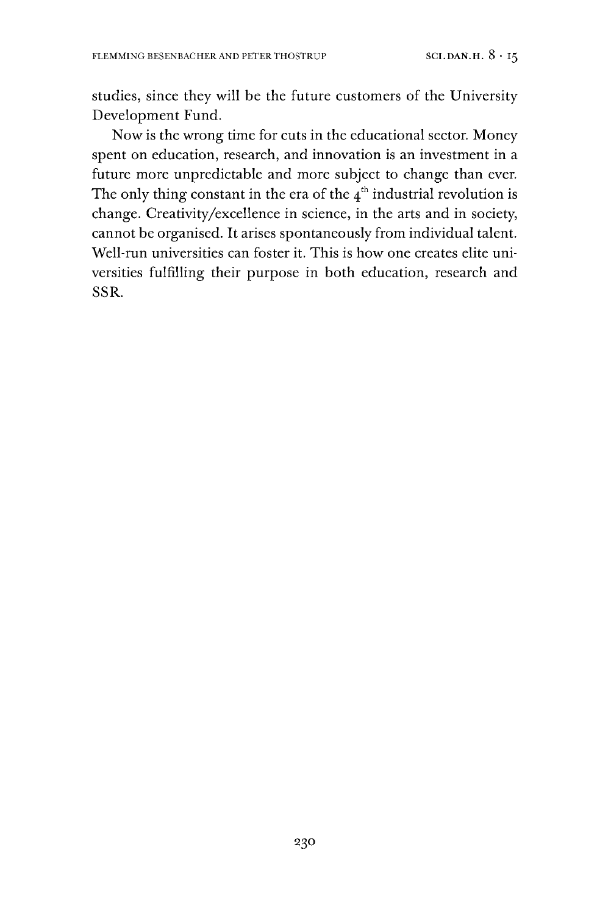studies, since they will be the future customers of the University Development Fund.

Now is the wrong time for cuts in the educational sector. Money spent on education, research, and innovation is an investment in a future more unpredictable and more subject to change than ever. The only thing constant in the era of the $4^{th}$ industrial revolution is change. Creativity/excellence in science, in the arts and in society, cannot be organised. It arises spontaneously from individual talent. Well-run universities can foster it. This is how one creates elite universities fulfilling their purpose in both education, research and SSR.